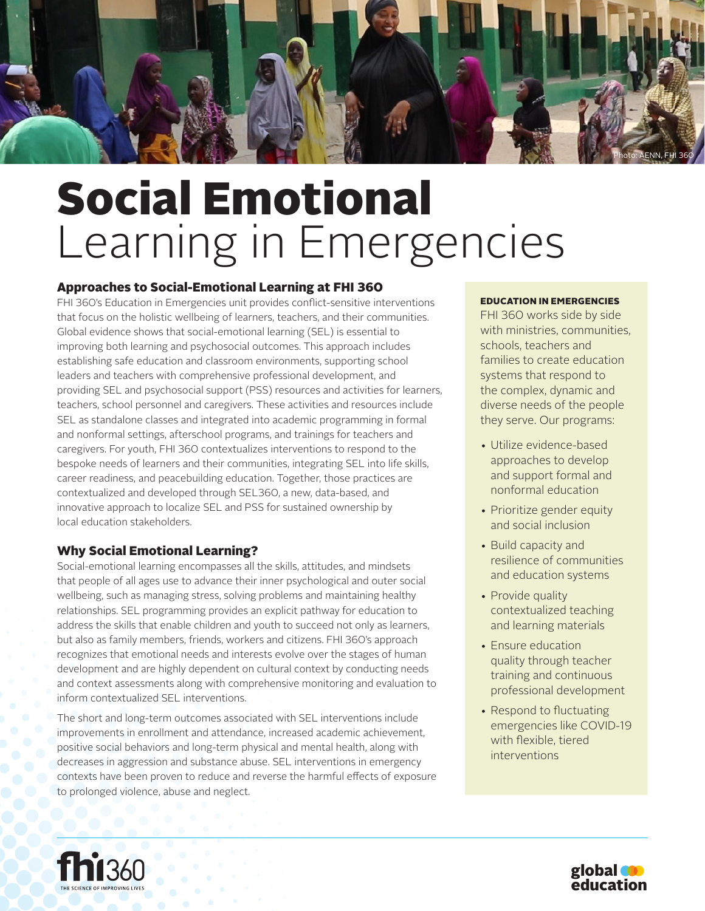Photo: AENN, FHI 360

# **Social Emotional** Learning in Emergencies

## Approaches to Social-Emotional Learning at FHI 360

FHI 360's Education in Emergencies unit provides conflict-sensitive interventions that focus on the holistic wellbeing of learners, teachers, and their communities. Global evidence shows that social-emotional learning (SEL) is essential to improving both learning and psychosocial outcomes. This approach includes establishing safe education and classroom environments, supporting school leaders and teachers with comprehensive professional development, and providing SEL and psychosocial support (PSS) resources and activities for learners, teachers, school personnel and caregivers. These activities and resources include SEL as standalone classes and integrated into academic programming in formal and nonformal settings, afterschool programs, and trainings for teachers and caregivers. For youth, FHI 360 contextualizes interventions to respond to the bespoke needs of learners and their communities, integrating SEL into life skills, career readiness, and peacebuilding education. Together, those practices are contextualized and developed through SEL360, a new, data-based, and innovative approach to localize SEL and PSS for sustained ownership by local education stakeholders.

## Why Social Emotional Learning?

Social-emotional learning encompasses all the skills, attitudes, and mindsets that people of all ages use to advance their inner psychological and outer social wellbeing, such as managing stress, solving problems and maintaining healthy relationships. SEL programming provides an explicit pathway for education to address the skills that enable children and youth to succeed not only as learners, but also as family members, friends, workers and citizens. FHI 360's approach recognizes that emotional needs and interests evolve over the stages of human development and are highly dependent on cultural context by conducting needs and context assessments along with comprehensive monitoring and evaluation to inform contextualized SEL interventions.

The short and long-term outcomes associated with SEL interventions include improvements in enrollment and attendance, increased academic achievement, positive social behaviors and long-term physical and mental health, along with decreases in aggression and substance abuse. SEL interventions in emergency contexts have been proven to reduce and reverse the harmful effects of exposure to prolonged violence, abuse and neglect.

**EDUCATION IN EMERGENCIES**

FHI 360 works side by side with ministries, communities, schools, teachers and families to create education systems that respond to the complex, dynamic and diverse needs of the people they serve. Our programs:

- Utilize evidence-based approaches to develop and support formal and nonformal education
- Prioritize gender equity and social inclusion
- Build capacity and resilience of communities and education systems
- Provide quality contextualized teaching and learning materials
- Ensure education quality through teacher training and continuous professional development
- Respond to fluctuating emergencies like COVID-19 with flexible, tiered interventions

fhi360 THE SCIENCE OF IMPROVING LIVES

global education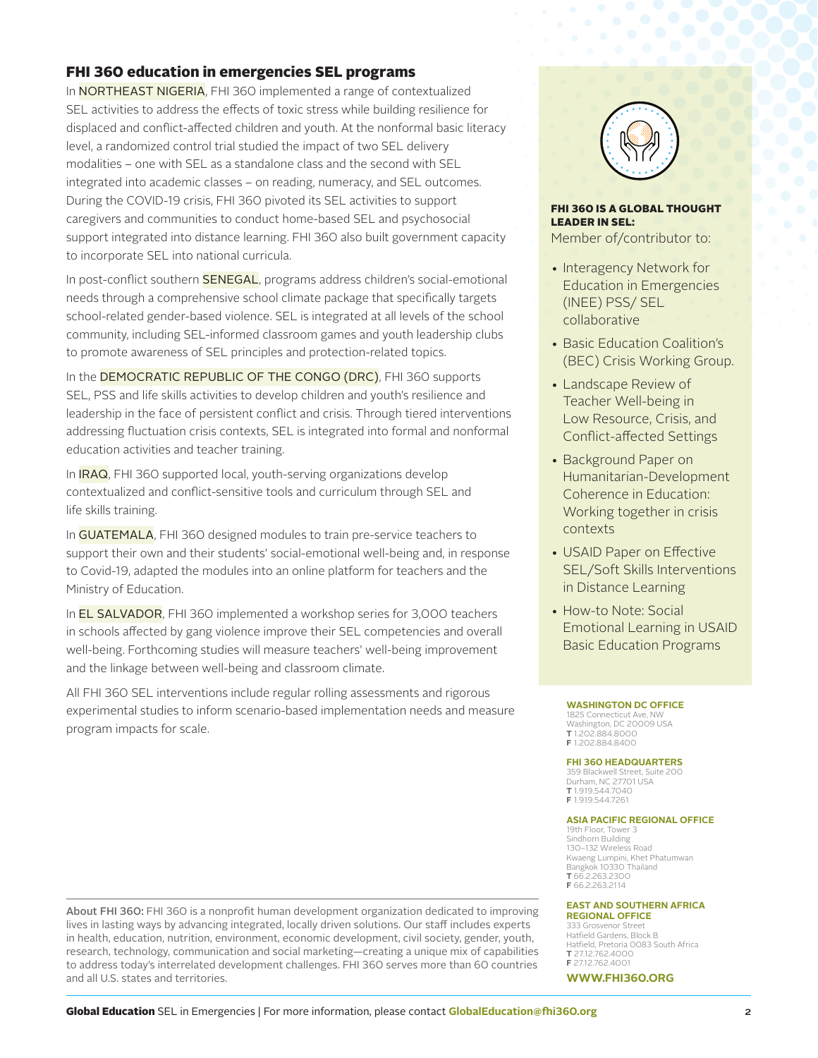## FHI 360 education in emergencies SEL programs

In NORTHEAST NIGERIA, FHI 360 implemented a range of contextualized SEL activities to address the effects of toxic stress while building resilience for displaced and conflict-affected children and youth. At the nonformal basic literacy level, a randomized control trial studied the impact of two SEL delivery modalities – one with SEL as a standalone class and the second with SEL integrated into academic classes – on reading, numeracy, and SEL outcomes. During the COVID-19 crisis, FHI 360 pivoted its SEL activities to support caregivers and communities to conduct home-based SEL and psychosocial support integrated into distance learning. FHI 360 also built government capacity to incorporate SEL into national curricula.

In post-conflict southern SENEGAL, programs address children's social-emotional needs through a comprehensive school climate package that specifically targets school-related gender-based violence. SEL is integrated at all levels of the school community, including SEL-informed classroom games and youth leadership clubs to promote awareness of SEL principles and protection-related topics.

In the DEMOCRATIC REPUBLIC OF THE CONGO (DRC), FHI 360 supports SEL, PSS and life skills activities to develop children and youth's resilience and leadership in the face of persistent conflict and crisis. Through tiered interventions addressing fluctuation crisis contexts, SEL is integrated into formal and nonformal education activities and teacher training.

In IRAQ, FHI 360 supported local, youth-serving organizations develop contextualized and conflict-sensitive tools and curriculum through SEL and life skills training.

In GUATEMALA, FHI 360 designed modules to train pre-service teachers to support their own and their students' social-emotional well-being and, in response to Covid-19, adapted the modules into an online platform for teachers and the Ministry of Education.

In EL SALVADOR, FHI 360 implemented a workshop series for 3,000 teachers in schools affected by gang violence improve their SEL competencies and overall well-being. Forthcoming studies will measure teachers' well-being improvement and the linkage between well-being and classroom climate.

All FHI 360 SEL interventions include regular rolling assessments and rigorous experimental studies to inform scenario-based implementation needs and measure program impacts for scale.

**FHI 360 IS A GLOBAL THOUGHT LEADER IN SEL:**
Member of/contributor to:

- Interagency Network for Education in Emergencies (INEE) PSS/ SEL collaborative
- Basic Education Coalition's (BEC) Crisis Working Group.
- Landscape Review of Teacher Well-being in Low Resource, Crisis, and Conflict-affected Settings
- Background Paper on Humanitarian-Development Coherence in Education: Working together in crisis contexts
- USAID Paper on Effective SEL/Soft Skills Interventions in Distance Learning
- How-to Note: Social Emotional Learning in USAID Basic Education Programs

**WASHINGTON DC OFFICE**
1825 Connecticut Ave, NW
Washington, DC 20009 USA
**T** 1.202.884.8000
**F** 1.202.884.8400

**FHI 360 HEADQUARTERS**
359 Blackwell Street, Suite 200
Durham, NC 27701 USA
**T** 1.919.544.7040
**F** 1.919.544.7261

**ASIA PACIFIC REGIONAL OFFICE**
19th Floor, Tower 3
Sindhorn Building
130–132 Wireless Road
Kwaeng Lumpini, Khet Phatumwan
Bangkok 10330 Thailand
**T** 66.2.263.2300
**F** 66.2.263.2114

**EAST AND SOUTHERN AFRICA REGIONAL OFFICE**
333 Grosvenor Street
Hatfield Gardens, Block B
Hatfield, Pretoria 0083 South Africa
**T** 27.12.762.4000
**F** 27.12.762.4001

**WWW.FHI360.ORG**

About FHI 360: FHI 360 is a nonprofit human development organization dedicated to improving lives in lasting ways by advancing integrated, locally driven solutions. Our staff includes experts in health, education, nutrition, environment, economic development, civil society, gender, youth, research, technology, communication and social marketing—creating a unique mix of capabilities to address today's interrelated development challenges. FHI 360 serves more than 60 countries and all U.S. states and territories.

**Global Education** SEL in Emergencies | For more information, please contact **GlobalEducation@fhi360.org**